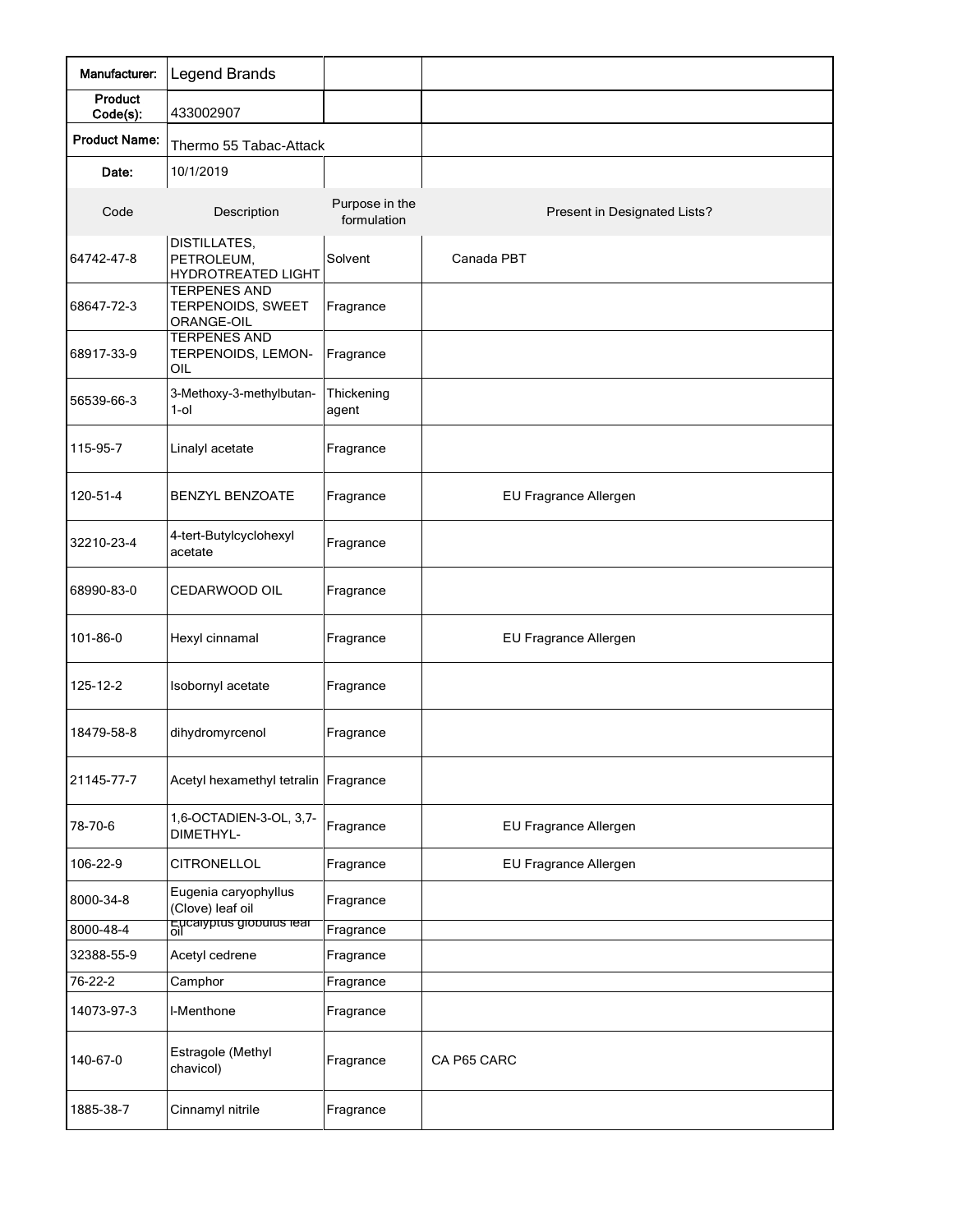| Manufacturer: | Legend Brands | | |
|---|---|---|---|
| Product Code(s): | 433002907 | | |
| Product Name: | Thermo 55 Tabac-Attack | | |
| Date: | 10/1/2019 | | |
| Code | Description | Purpose in the formulation | Present in Designated Lists? |
| 64742-47-8 | DISTILLATES, PETROLEUM, HYDROTREATED LIGHT | Solvent | Canada PBT |
| 68647-72-3 | TERPENES AND TERPENOIDS, SWEET ORANGE-OIL | Fragrance | |
| 68917-33-9 | TERPENES AND TERPENOIDS, LEMON-OIL | Fragrance | |
| 56539-66-3 | 3-Methoxy-3-methylbutan-1-ol | Thickening agent | |
| 115-95-7 | Linalyl acetate | Fragrance | |
| 120-51-4 | BENZYL BENZOATE | Fragrance | EU Fragrance Allergen |
| 32210-23-4 | 4-tert-Butylcyclohexyl acetate | Fragrance | |
| 68990-83-0 | CEDARWOOD OIL | Fragrance | |
| 101-86-0 | Hexyl cinnamal | Fragrance | EU Fragrance Allergen |
| 125-12-2 | Isobornyl acetate | Fragrance | |
| 18479-58-8 | dihydromyrcenol | Fragrance | |
| 21145-77-7 | Acetyl hexamethyl tetralin | Fragrance | |
| 78-70-6 | 1,6-OCTADIEN-3-OL, 3,7-DIMETHYL- | Fragrance | EU Fragrance Allergen |
| 106-22-9 | CITRONELLOL | Fragrance | EU Fragrance Allergen |
| 8000-34-8 | Eugenia caryophyllus (Clove) leaf oil | Fragrance | |
| 8000-48-4 | Eucalyptus globulus leaf oil | Fragrance | |
| 32388-55-9 | Acetyl cedrene | Fragrance | |
| 76-22-2 | Camphor | Fragrance | |
| 14073-97-3 | l-Menthone | Fragrance | |
| 140-67-0 | Estragole (Methyl chavicol) | Fragrance | CA P65 CARC |
| 1885-38-7 | Cinnamyl nitrile | Fragrance | |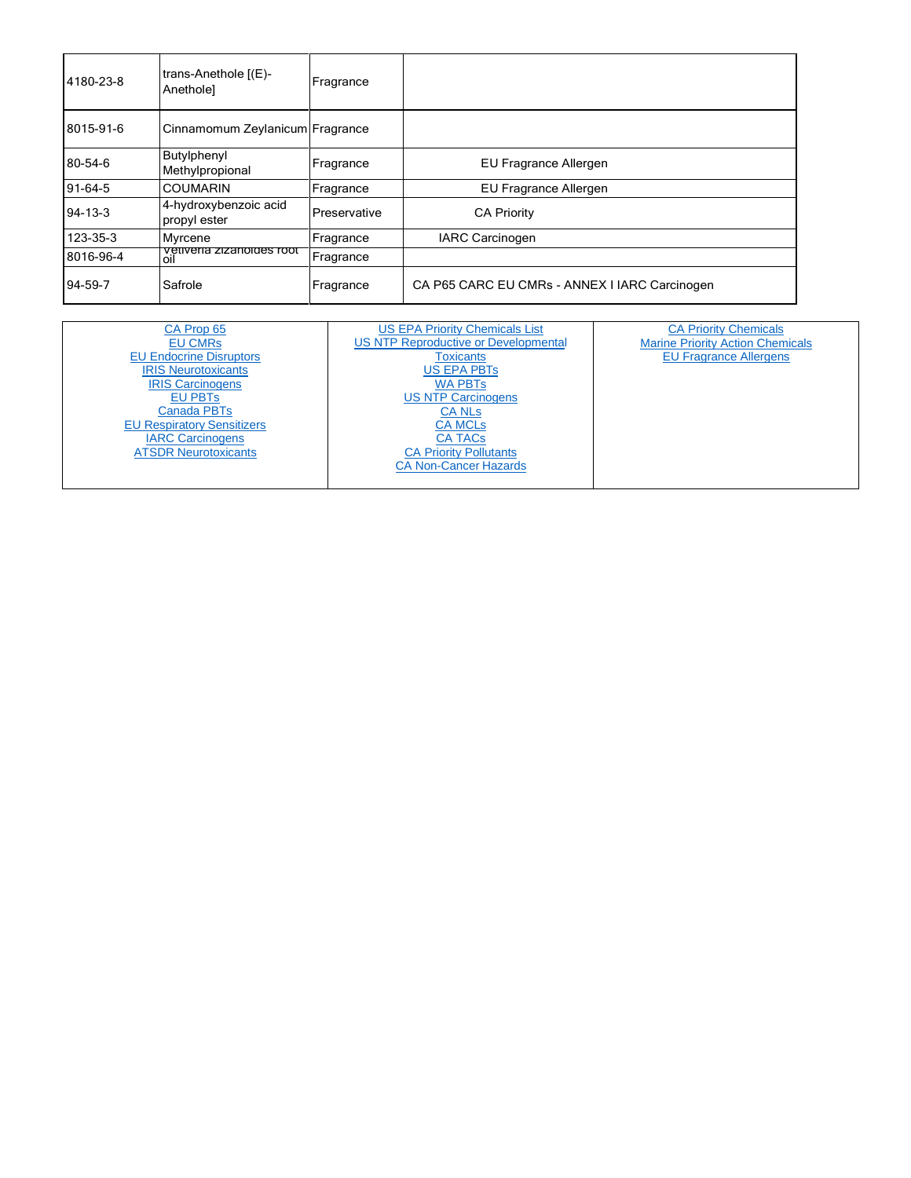| | | | |
|---|---|---|---|
| 4180-23-8 | trans-Anethole [(E)-Anethole] | Fragrance | |
| 8015-91-6 | Cinnamomum Zeylanicum | Fragrance | |
| 80-54-6 | Butylphenyl Methylpropional | Fragrance | EU Fragrance Allergen |
| 91-64-5 | COUMARIN | Fragrance | EU Fragrance Allergen |
| 94-13-3 | 4-hydroxybenzoic acid propyl ester | Preservative | CA Priority |
| 123-35-3 | Myrcene | Fragrance | IARC Carcinogen |
| 8016-96-4 | Vetiveria zizanoides root oil | Fragrance | |
| 94-59-7 | Safrole | Fragrance | CA P65 CARC EU CMRs - ANNEX I IARC Carcinogen |

| | | |
|---|---|---|
| CA Prop 65<br>EU CMRs<br>EU Endocrine Disruptors<br>IRIS Neurotoxicants<br>IRIS Carcinogens<br>EU PBTs<br>Canada PBTs<br>EU Respiratory Sensitizers<br>IARC Carcinogens<br>ATSDR Neurotoxicants | US EPA Priority Chemicals List<br>US NTP Reproductive or Developmental Toxicants<br>US EPA PBTs<br>WA PBTs<br>US NTP Carcinogens<br>CA NLs<br>CA MCLs<br>CA TACs<br>CA Priority Pollutants<br>CA Non-Cancer Hazards | CA Priority Chemicals<br>Marine Priority Action Chemicals<br>EU Fragrance Allergens |